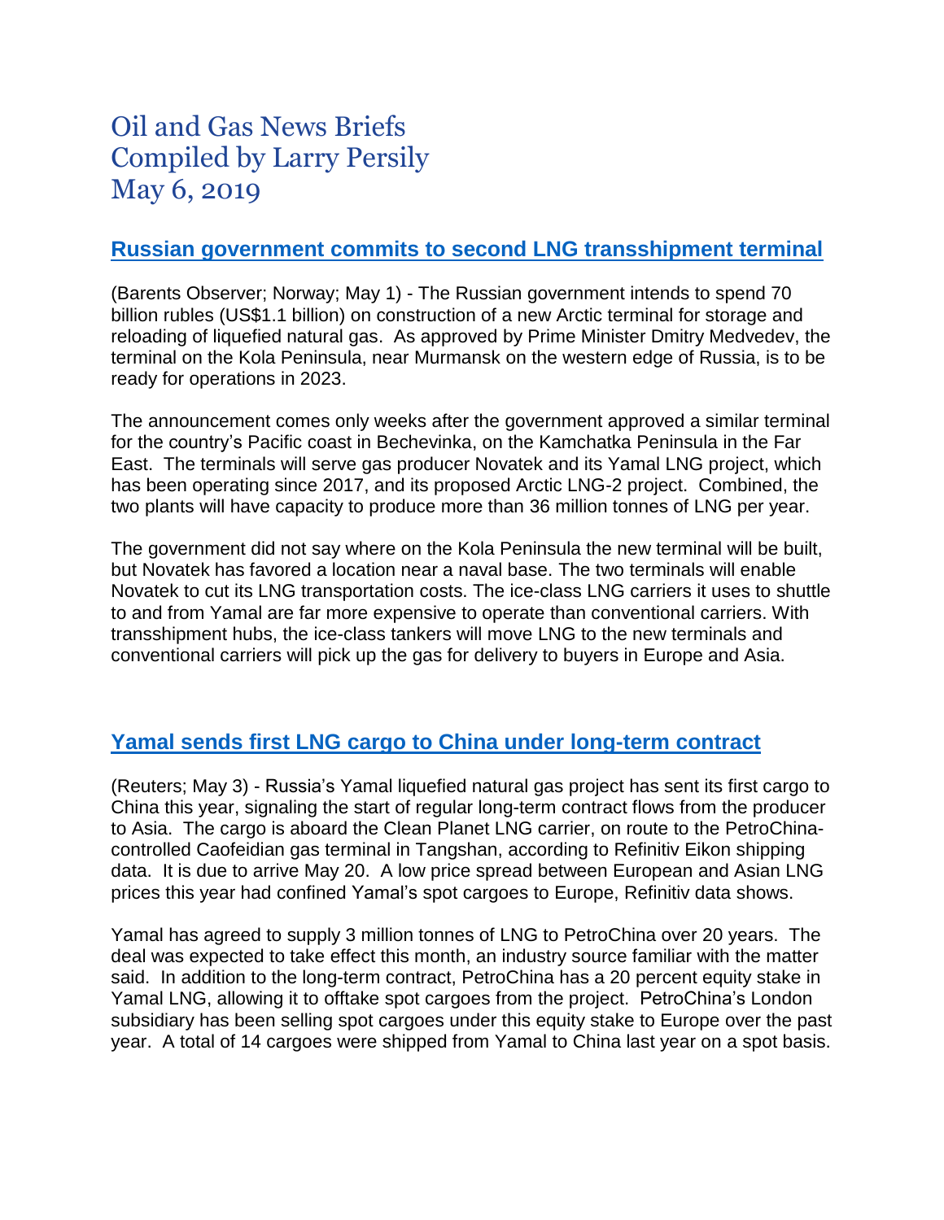# Oil and Gas News Briefs
# Compiled by Larry Persily
# May 6, 2019

## Russian government commits to second LNG transshipment terminal

(Barents Observer; Norway; May 1) - The Russian government intends to spend 70 billion rubles (US$1.1 billion) on construction of a new Arctic terminal for storage and reloading of liquefied natural gas. As approved by Prime Minister Dmitry Medvedev, the terminal on the Kola Peninsula, near Murmansk on the western edge of Russia, is to be ready for operations in 2023.

The announcement comes only weeks after the government approved a similar terminal for the country's Pacific coast in Bechevinka, on the Kamchatka Peninsula in the Far East. The terminals will serve gas producer Novatek and its Yamal LNG project, which has been operating since 2017, and its proposed Arctic LNG-2 project. Combined, the two plants will have capacity to produce more than 36 million tonnes of LNG per year.

The government did not say where on the Kola Peninsula the new terminal will be built, but Novatek has favored a location near a naval base. The two terminals will enable Novatek to cut its LNG transportation costs. The ice-class LNG carriers it uses to shuttle to and from Yamal are far more expensive to operate than conventional carriers. With transshipment hubs, the ice-class tankers will move LNG to the new terminals and conventional carriers will pick up the gas for delivery to buyers in Europe and Asia.

## Yamal sends first LNG cargo to China under long-term contract

(Reuters; May 3) - Russia's Yamal liquefied natural gas project has sent its first cargo to China this year, signaling the start of regular long-term contract flows from the producer to Asia. The cargo is aboard the Clean Planet LNG carrier, on route to the PetroChina-controlled Caofeidian gas terminal in Tangshan, according to Refinitiv Eikon shipping data. It is due to arrive May 20. A low price spread between European and Asian LNG prices this year had confined Yamal's spot cargoes to Europe, Refinitiv data shows.

Yamal has agreed to supply 3 million tonnes of LNG to PetroChina over 20 years. The deal was expected to take effect this month, an industry source familiar with the matter said. In addition to the long-term contract, PetroChina has a 20 percent equity stake in Yamal LNG, allowing it to offtake spot cargoes from the project. PetroChina's London subsidiary has been selling spot cargoes under this equity stake to Europe over the past year. A total of 14 cargoes were shipped from Yamal to China last year on a spot basis.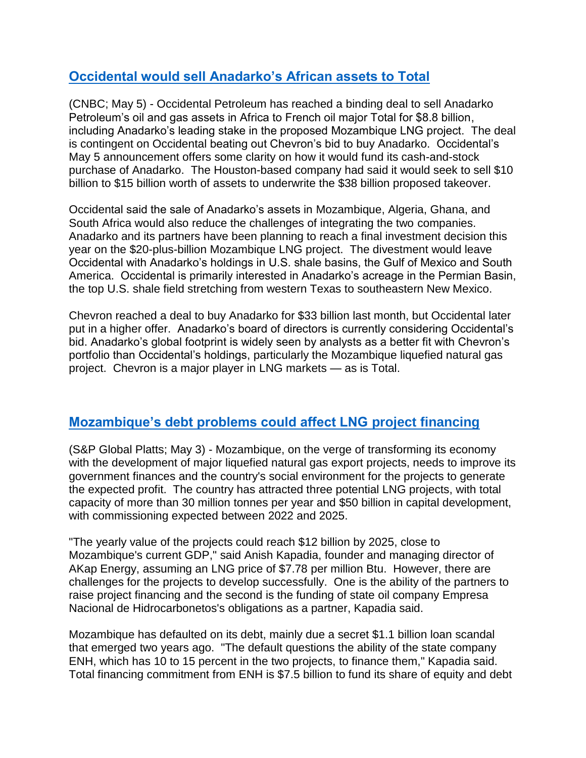## [Occidental would sell Anadarko's African assets to Total]

(CNBC; May 5) - Occidental Petroleum has reached a binding deal to sell Anadarko Petroleum's oil and gas assets in Africa to French oil major Total for $8.8 billion, including Anadarko's leading stake in the proposed Mozambique LNG project. The deal is contingent on Occidental beating out Chevron's bid to buy Anadarko. Occidental's May 5 announcement offers some clarity on how it would fund its cash-and-stock purchase of Anadarko. The Houston-based company had said it would seek to sell $10 billion to $15 billion worth of assets to underwrite the $38 billion proposed takeover.

Occidental said the sale of Anadarko's assets in Mozambique, Algeria, Ghana, and South Africa would also reduce the challenges of integrating the two companies. Anadarko and its partners have been planning to reach a final investment decision this year on the $20-plus-billion Mozambique LNG project. The divestment would leave Occidental with Anadarko's holdings in U.S. shale basins, the Gulf of Mexico and South America. Occidental is primarily interested in Anadarko's acreage in the Permian Basin, the top U.S. shale field stretching from western Texas to southeastern New Mexico.

Chevron reached a deal to buy Anadarko for $33 billion last month, but Occidental later put in a higher offer. Anadarko's board of directors is currently considering Occidental's bid. Anadarko's global footprint is widely seen by analysts as a better fit with Chevron's portfolio than Occidental's holdings, particularly the Mozambique liquefied natural gas project. Chevron is a major player in LNG markets — as is Total.

## [Mozambique's debt problems could affect LNG project financing]

(S&P Global Platts; May 3) - Mozambique, on the verge of transforming its economy with the development of major liquefied natural gas export projects, needs to improve its government finances and the country's social environment for the projects to generate the expected profit. The country has attracted three potential LNG projects, with total capacity of more than 30 million tonnes per year and $50 billion in capital development, with commissioning expected between 2022 and 2025.

"The yearly value of the projects could reach $12 billion by 2025, close to Mozambique's current GDP," said Anish Kapadia, founder and managing director of AKap Energy, assuming an LNG price of $7.78 per million Btu. However, there are challenges for the projects to develop successfully. One is the ability of the partners to raise project financing and the second is the funding of state oil company Empresa Nacional de Hidrocarbonetos's obligations as a partner, Kapadia said.

Mozambique has defaulted on its debt, mainly due a secret $1.1 billion loan scandal that emerged two years ago. "The default questions the ability of the state company ENH, which has 10 to 15 percent in the two projects, to finance them," Kapadia said. Total financing commitment from ENH is $7.5 billion to fund its share of equity and debt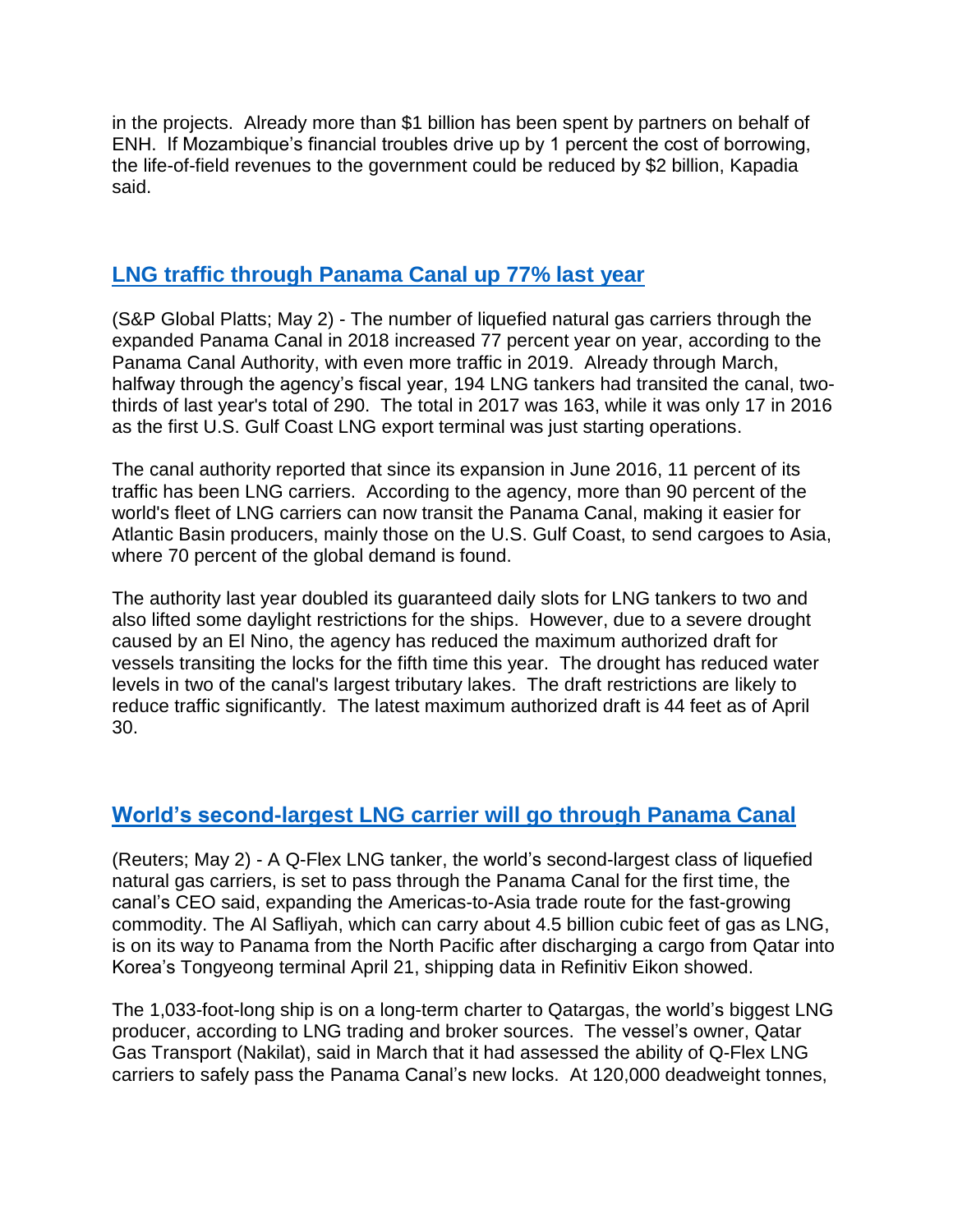in the projects. Already more than $1 billion has been spent by partners on behalf of ENH. If Mozambique's financial troubles drive up by 1 percent the cost of borrowing, the life-of-field revenues to the government could be reduced by $2 billion, Kapadia said.

## LNG traffic through Panama Canal up 77% last year

(S&P Global Platts; May 2) - The number of liquefied natural gas carriers through the expanded Panama Canal in 2018 increased 77 percent year on year, according to the Panama Canal Authority, with even more traffic in 2019. Already through March, halfway through the agency's fiscal year, 194 LNG tankers had transited the canal, two-thirds of last year's total of 290. The total in 2017 was 163, while it was only 17 in 2016 as the first U.S. Gulf Coast LNG export terminal was just starting operations.

The canal authority reported that since its expansion in June 2016, 11 percent of its traffic has been LNG carriers. According to the agency, more than 90 percent of the world's fleet of LNG carriers can now transit the Panama Canal, making it easier for Atlantic Basin producers, mainly those on the U.S. Gulf Coast, to send cargoes to Asia, where 70 percent of the global demand is found.

The authority last year doubled its guaranteed daily slots for LNG tankers to two and also lifted some daylight restrictions for the ships. However, due to a severe drought caused by an El Nino, the agency has reduced the maximum authorized draft for vessels transiting the locks for the fifth time this year. The drought has reduced water levels in two of the canal's largest tributary lakes. The draft restrictions are likely to reduce traffic significantly. The latest maximum authorized draft is 44 feet as of April 30.

## World's second-largest LNG carrier will go through Panama Canal

(Reuters; May 2) - A Q-Flex LNG tanker, the world's second-largest class of liquefied natural gas carriers, is set to pass through the Panama Canal for the first time, the canal's CEO said, expanding the Americas-to-Asia trade route for the fast-growing commodity. The Al Safliyah, which can carry about 4.5 billion cubic feet of gas as LNG, is on its way to Panama from the North Pacific after discharging a cargo from Qatar into Korea's Tongyeong terminal April 21, shipping data in Refinitiv Eikon showed.

The 1,033-foot-long ship is on a long-term charter to Qatargas, the world's biggest LNG producer, according to LNG trading and broker sources. The vessel's owner, Qatar Gas Transport (Nakilat), said in March that it had assessed the ability of Q-Flex LNG carriers to safely pass the Panama Canal's new locks. At 120,000 deadweight tonnes,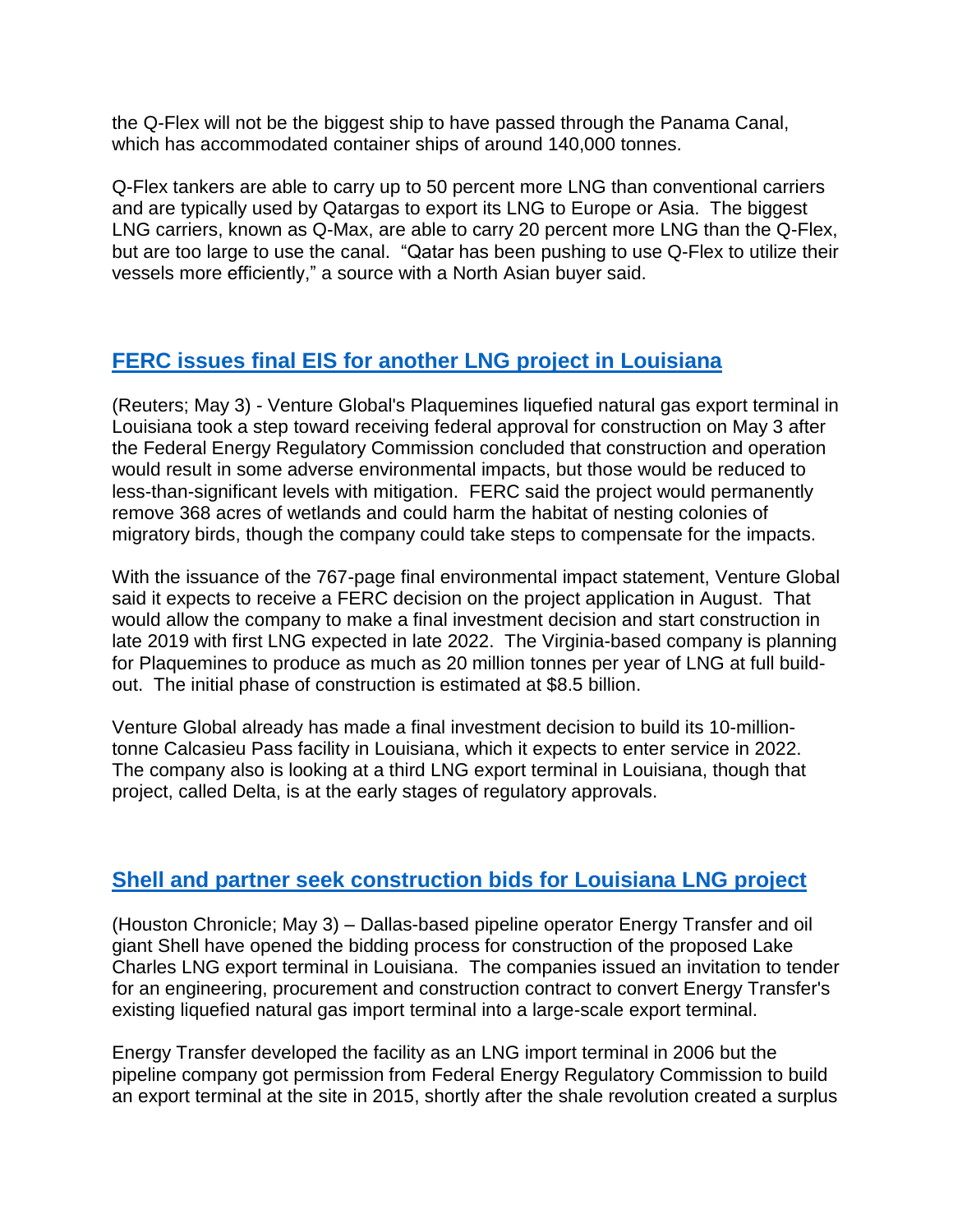the Q-Flex will not be the biggest ship to have passed through the Panama Canal, which has accommodated container ships of around 140,000 tonnes.

Q-Flex tankers are able to carry up to 50 percent more LNG than conventional carriers and are typically used by Qatargas to export its LNG to Europe or Asia. The biggest LNG carriers, known as Q-Max, are able to carry 20 percent more LNG than the Q-Flex, but are too large to use the canal. "Qatar has been pushing to use Q-Flex to utilize their vessels more efficiently," a source with a North Asian buyer said.

## FERC issues final EIS for another LNG project in Louisiana

(Reuters; May 3) - Venture Global's Plaquemines liquefied natural gas export terminal in Louisiana took a step toward receiving federal approval for construction on May 3 after the Federal Energy Regulatory Commission concluded that construction and operation would result in some adverse environmental impacts, but those would be reduced to less-than-significant levels with mitigation. FERC said the project would permanently remove 368 acres of wetlands and could harm the habitat of nesting colonies of migratory birds, though the company could take steps to compensate for the impacts.

With the issuance of the 767-page final environmental impact statement, Venture Global said it expects to receive a FERC decision on the project application in August. That would allow the company to make a final investment decision and start construction in late 2019 with first LNG expected in late 2022. The Virginia-based company is planning for Plaquemines to produce as much as 20 million tonnes per year of LNG at full build-out. The initial phase of construction is estimated at $8.5 billion.

Venture Global already has made a final investment decision to build its 10-million-tonne Calcasieu Pass facility in Louisiana, which it expects to enter service in 2022. The company also is looking at a third LNG export terminal in Louisiana, though that project, called Delta, is at the early stages of regulatory approvals.

## Shell and partner seek construction bids for Louisiana LNG project

(Houston Chronicle; May 3) – Dallas-based pipeline operator Energy Transfer and oil giant Shell have opened the bidding process for construction of the proposed Lake Charles LNG export terminal in Louisiana. The companies issued an invitation to tender for an engineering, procurement and construction contract to convert Energy Transfer's existing liquefied natural gas import terminal into a large-scale export terminal.

Energy Transfer developed the facility as an LNG import terminal in 2006 but the pipeline company got permission from Federal Energy Regulatory Commission to build an export terminal at the site in 2015, shortly after the shale revolution created a surplus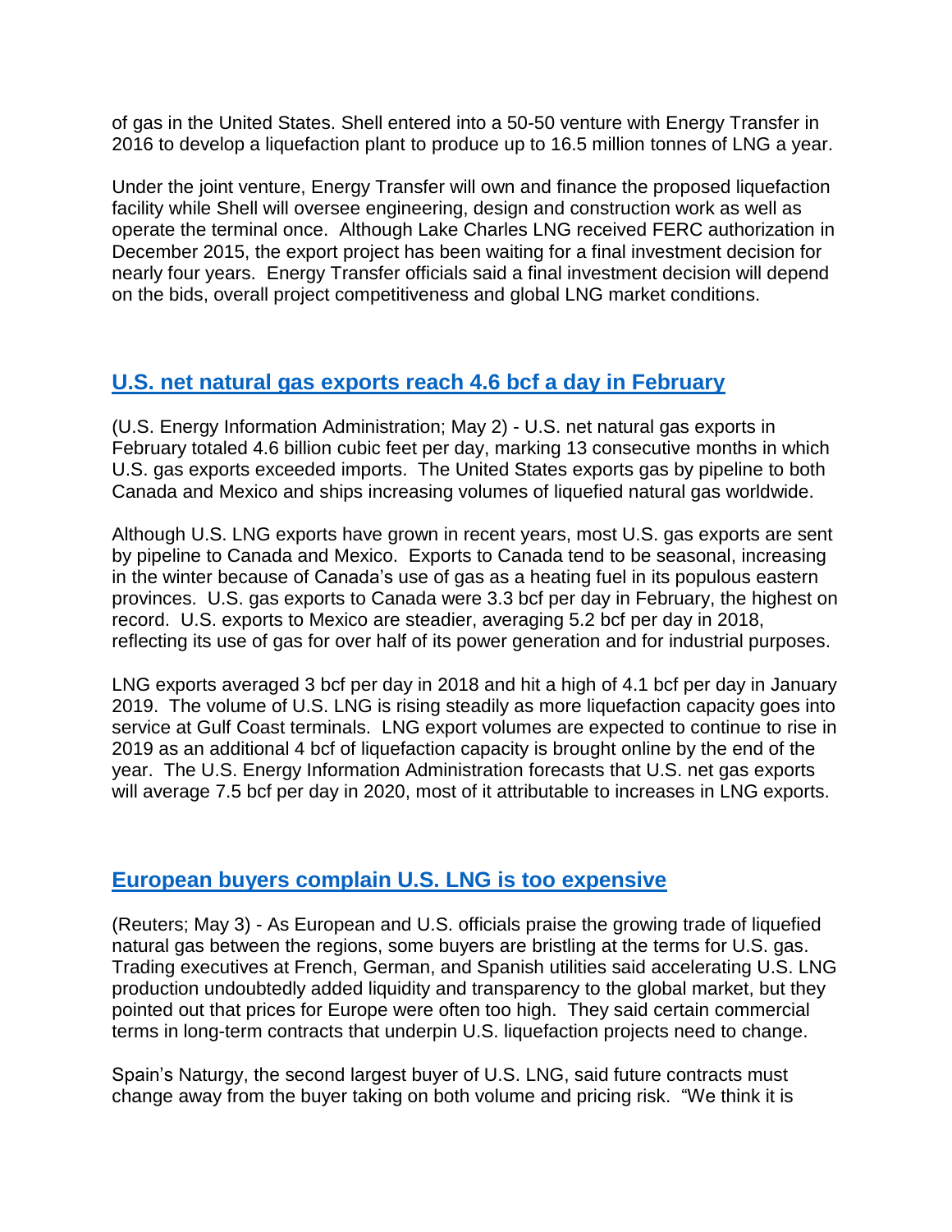of gas in the United States. Shell entered into a 50-50 venture with Energy Transfer in 2016 to develop a liquefaction plant to produce up to 16.5 million tonnes of LNG a year.

Under the joint venture, Energy Transfer will own and finance the proposed liquefaction facility while Shell will oversee engineering, design and construction work as well as operate the terminal once. Although Lake Charles LNG received FERC authorization in December 2015, the export project has been waiting for a final investment decision for nearly four years. Energy Transfer officials said a final investment decision will depend on the bids, overall project competitiveness and global LNG market conditions.

## [U.S. net natural gas exports reach 4.6 bcf a day in February]

(U.S. Energy Information Administration; May 2) - U.S. net natural gas exports in February totaled 4.6 billion cubic feet per day, marking 13 consecutive months in which U.S. gas exports exceeded imports. The United States exports gas by pipeline to both Canada and Mexico and ships increasing volumes of liquefied natural gas worldwide.

Although U.S. LNG exports have grown in recent years, most U.S. gas exports are sent by pipeline to Canada and Mexico. Exports to Canada tend to be seasonal, increasing in the winter because of Canada's use of gas as a heating fuel in its populous eastern provinces. U.S. gas exports to Canada were 3.3 bcf per day in February, the highest on record. U.S. exports to Mexico are steadier, averaging 5.2 bcf per day in 2018, reflecting its use of gas for over half of its power generation and for industrial purposes.

LNG exports averaged 3 bcf per day in 2018 and hit a high of 4.1 bcf per day in January 2019. The volume of U.S. LNG is rising steadily as more liquefaction capacity goes into service at Gulf Coast terminals. LNG export volumes are expected to continue to rise in 2019 as an additional 4 bcf of liquefaction capacity is brought online by the end of the year. The U.S. Energy Information Administration forecasts that U.S. net gas exports will average 7.5 bcf per day in 2020, most of it attributable to increases in LNG exports.

## [European buyers complain U.S. LNG is too expensive]

(Reuters; May 3) - As European and U.S. officials praise the growing trade of liquefied natural gas between the regions, some buyers are bristling at the terms for U.S. gas. Trading executives at French, German, and Spanish utilities said accelerating U.S. LNG production undoubtedly added liquidity and transparency to the global market, but they pointed out that prices for Europe were often too high. They said certain commercial terms in long-term contracts that underpin U.S. liquefaction projects need to change.

Spain's Naturgy, the second largest buyer of U.S. LNG, said future contracts must change away from the buyer taking on both volume and pricing risk. "We think it is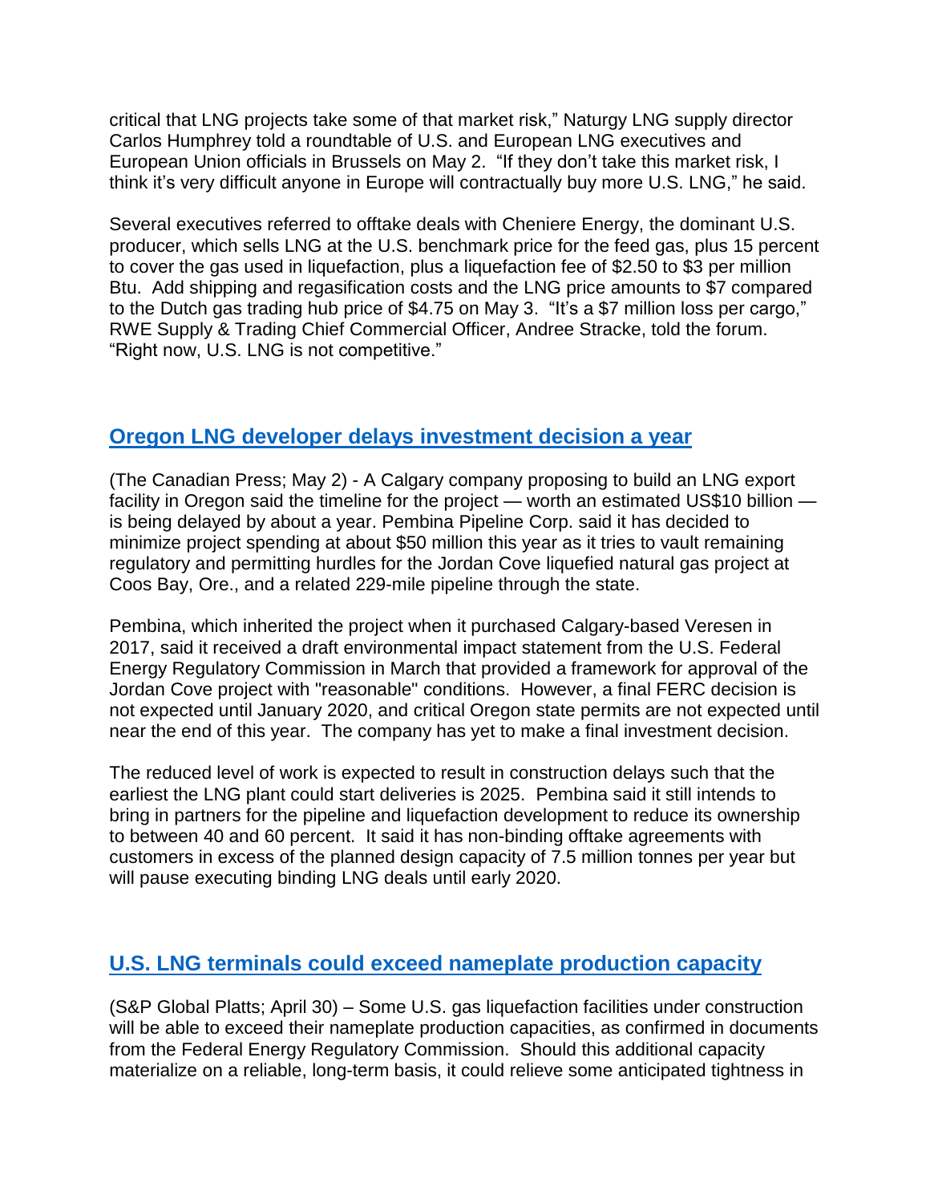critical that LNG projects take some of that market risk," Naturgy LNG supply director Carlos Humphrey told a roundtable of U.S. and European LNG executives and European Union officials in Brussels on May 2. "If they don't take this market risk, I think it's very difficult anyone in Europe will contractually buy more U.S. LNG," he said.

Several executives referred to offtake deals with Cheniere Energy, the dominant U.S. producer, which sells LNG at the U.S. benchmark price for the feed gas, plus 15 percent to cover the gas used in liquefaction, plus a liquefaction fee of $2.50 to $3 per million Btu. Add shipping and regasification costs and the LNG price amounts to $7 compared to the Dutch gas trading hub price of $4.75 on May 3. "It's a $7 million loss per cargo," RWE Supply & Trading Chief Commercial Officer, Andree Stracke, told the forum. "Right now, U.S. LNG is not competitive."

## Oregon LNG developer delays investment decision a year

(The Canadian Press; May 2) - A Calgary company proposing to build an LNG export facility in Oregon said the timeline for the project — worth an estimated US$10 billion — is being delayed by about a year. Pembina Pipeline Corp. said it has decided to minimize project spending at about $50 million this year as it tries to vault remaining regulatory and permitting hurdles for the Jordan Cove liquefied natural gas project at Coos Bay, Ore., and a related 229-mile pipeline through the state.

Pembina, which inherited the project when it purchased Calgary-based Veresen in 2017, said it received a draft environmental impact statement from the U.S. Federal Energy Regulatory Commission in March that provided a framework for approval of the Jordan Cove project with "reasonable" conditions. However, a final FERC decision is not expected until January 2020, and critical Oregon state permits are not expected until near the end of this year. The company has yet to make a final investment decision.

The reduced level of work is expected to result in construction delays such that the earliest the LNG plant could start deliveries is 2025. Pembina said it still intends to bring in partners for the pipeline and liquefaction development to reduce its ownership to between 40 and 60 percent. It said it has non-binding offtake agreements with customers in excess of the planned design capacity of 7.5 million tonnes per year but will pause executing binding LNG deals until early 2020.

## U.S. LNG terminals could exceed nameplate production capacity

(S&P Global Platts; April 30) – Some U.S. gas liquefaction facilities under construction will be able to exceed their nameplate production capacities, as confirmed in documents from the Federal Energy Regulatory Commission. Should this additional capacity materialize on a reliable, long-term basis, it could relieve some anticipated tightness in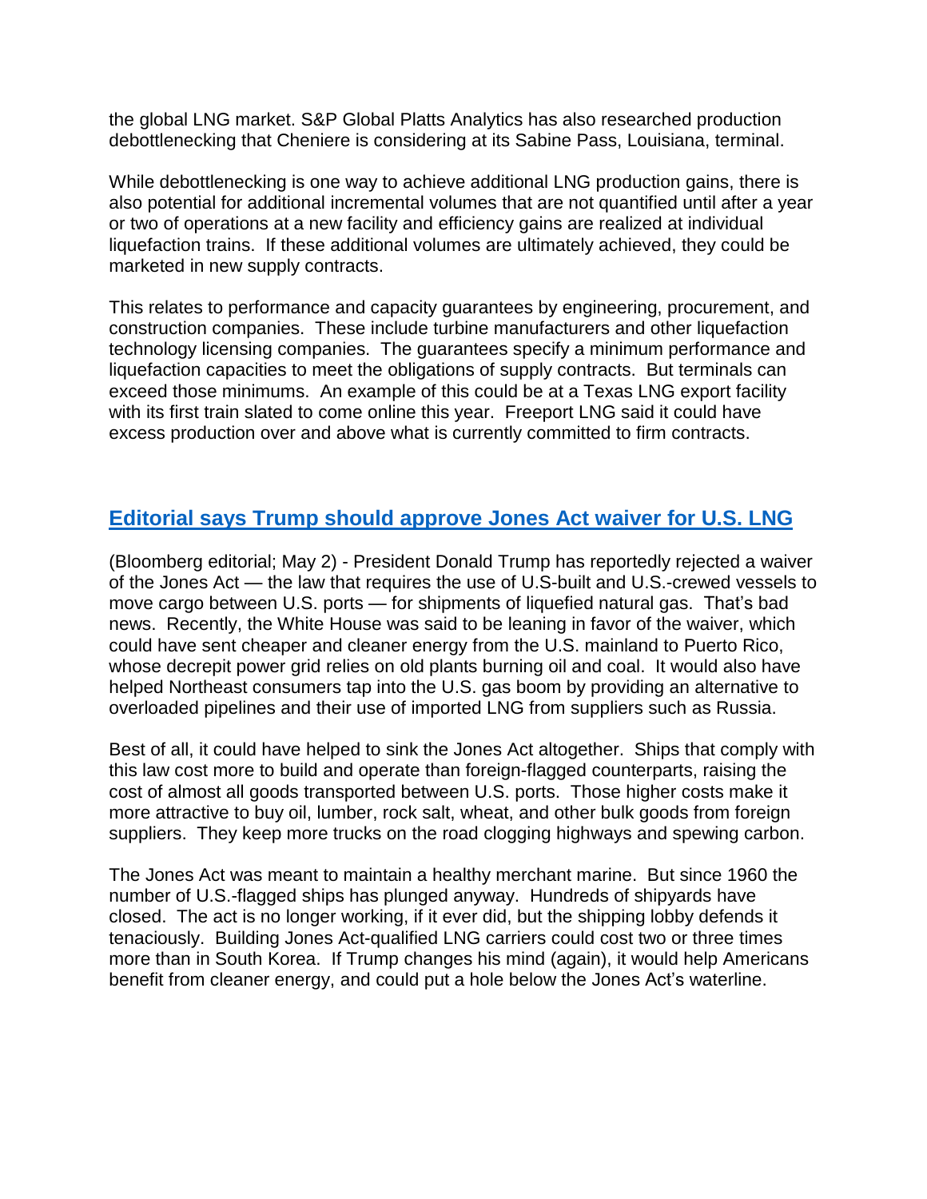the global LNG market. S&P Global Platts Analytics has also researched production debottlenecking that Cheniere is considering at its Sabine Pass, Louisiana, terminal.

While debottlenecking is one way to achieve additional LNG production gains, there is also potential for additional incremental volumes that are not quantified until after a year or two of operations at a new facility and efficiency gains are realized at individual liquefaction trains. If these additional volumes are ultimately achieved, they could be marketed in new supply contracts.

This relates to performance and capacity guarantees by engineering, procurement, and construction companies. These include turbine manufacturers and other liquefaction technology licensing companies. The guarantees specify a minimum performance and liquefaction capacities to meet the obligations of supply contracts. But terminals can exceed those minimums. An example of this could be at a Texas LNG export facility with its first train slated to come online this year. Freeport LNG said it could have excess production over and above what is currently committed to firm contracts.

## Editorial says Trump should approve Jones Act waiver for U.S. LNG

(Bloomberg editorial; May 2) - President Donald Trump has reportedly rejected a waiver of the Jones Act — the law that requires the use of U.S-built and U.S.-crewed vessels to move cargo between U.S. ports — for shipments of liquefied natural gas. That's bad news. Recently, the White House was said to be leaning in favor of the waiver, which could have sent cheaper and cleaner energy from the U.S. mainland to Puerto Rico, whose decrepit power grid relies on old plants burning oil and coal. It would also have helped Northeast consumers tap into the U.S. gas boom by providing an alternative to overloaded pipelines and their use of imported LNG from suppliers such as Russia.

Best of all, it could have helped to sink the Jones Act altogether. Ships that comply with this law cost more to build and operate than foreign-flagged counterparts, raising the cost of almost all goods transported between U.S. ports. Those higher costs make it more attractive to buy oil, lumber, rock salt, wheat, and other bulk goods from foreign suppliers. They keep more trucks on the road clogging highways and spewing carbon.

The Jones Act was meant to maintain a healthy merchant marine. But since 1960 the number of U.S.-flagged ships has plunged anyway. Hundreds of shipyards have closed. The act is no longer working, if it ever did, but the shipping lobby defends it tenaciously. Building Jones Act-qualified LNG carriers could cost two or three times more than in South Korea. If Trump changes his mind (again), it would help Americans benefit from cleaner energy, and could put a hole below the Jones Act's waterline.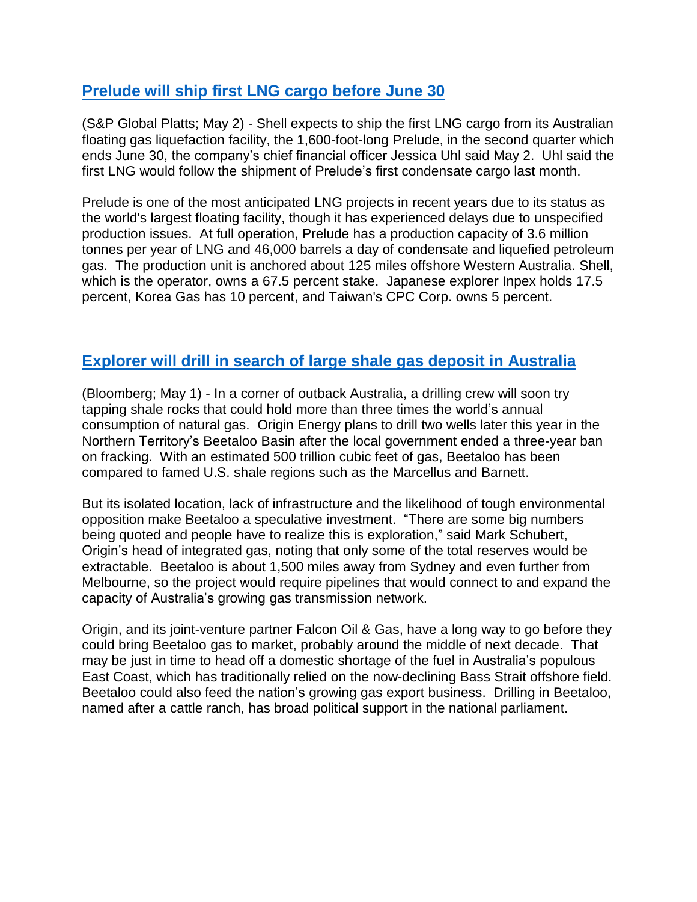## Prelude will ship first LNG cargo before June 30

(S&P Global Platts; May 2) - Shell expects to ship the first LNG cargo from its Australian floating gas liquefaction facility, the 1,600-foot-long Prelude, in the second quarter which ends June 30, the company's chief financial officer Jessica Uhl said May 2. Uhl said the first LNG would follow the shipment of Prelude's first condensate cargo last month.

Prelude is one of the most anticipated LNG projects in recent years due to its status as the world's largest floating facility, though it has experienced delays due to unspecified production issues. At full operation, Prelude has a production capacity of 3.6 million tonnes per year of LNG and 46,000 barrels a day of condensate and liquefied petroleum gas. The production unit is anchored about 125 miles offshore Western Australia. Shell, which is the operator, owns a 67.5 percent stake. Japanese explorer Inpex holds 17.5 percent, Korea Gas has 10 percent, and Taiwan's CPC Corp. owns 5 percent.

## Explorer will drill in search of large shale gas deposit in Australia

(Bloomberg; May 1) - In a corner of outback Australia, a drilling crew will soon try tapping shale rocks that could hold more than three times the world's annual consumption of natural gas. Origin Energy plans to drill two wells later this year in the Northern Territory's Beetaloo Basin after the local government ended a three-year ban on fracking. With an estimated 500 trillion cubic feet of gas, Beetaloo has been compared to famed U.S. shale regions such as the Marcellus and Barnett.

But its isolated location, lack of infrastructure and the likelihood of tough environmental opposition make Beetaloo a speculative investment. "There are some big numbers being quoted and people have to realize this is exploration," said Mark Schubert, Origin's head of integrated gas, noting that only some of the total reserves would be extractable. Beetaloo is about 1,500 miles away from Sydney and even further from Melbourne, so the project would require pipelines that would connect to and expand the capacity of Australia's growing gas transmission network.

Origin, and its joint-venture partner Falcon Oil & Gas, have a long way to go before they could bring Beetaloo gas to market, probably around the middle of next decade. That may be just in time to head off a domestic shortage of the fuel in Australia's populous East Coast, which has traditionally relied on the now-declining Bass Strait offshore field. Beetaloo could also feed the nation's growing gas export business. Drilling in Beetaloo, named after a cattle ranch, has broad political support in the national parliament.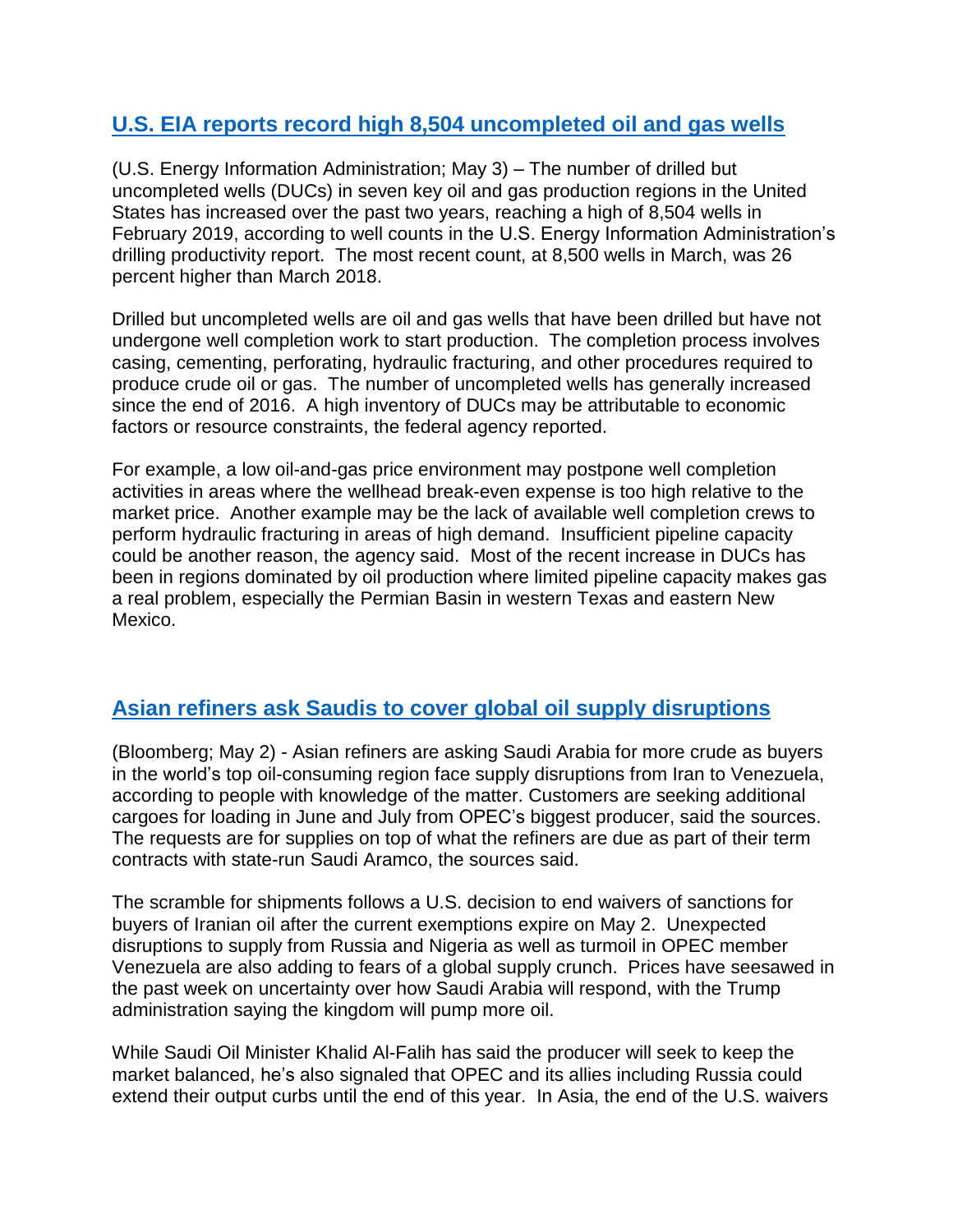## [U.S. EIA reports record high 8,504 uncompleted oil and gas wells]

(U.S. Energy Information Administration; May 3) – The number of drilled but uncompleted wells (DUCs) in seven key oil and gas production regions in the United States has increased over the past two years, reaching a high of 8,504 wells in February 2019, according to well counts in the U.S. Energy Information Administration's drilling productivity report. The most recent count, at 8,500 wells in March, was 26 percent higher than March 2018.

Drilled but uncompleted wells are oil and gas wells that have been drilled but have not undergone well completion work to start production. The completion process involves casing, cementing, perforating, hydraulic fracturing, and other procedures required to produce crude oil or gas. The number of uncompleted wells has generally increased since the end of 2016. A high inventory of DUCs may be attributable to economic factors or resource constraints, the federal agency reported.

For example, a low oil-and-gas price environment may postpone well completion activities in areas where the wellhead break-even expense is too high relative to the market price. Another example may be the lack of available well completion crews to perform hydraulic fracturing in areas of high demand. Insufficient pipeline capacity could be another reason, the agency said. Most of the recent increase in DUCs has been in regions dominated by oil production where limited pipeline capacity makes gas a real problem, especially the Permian Basin in western Texas and eastern New Mexico.

## [Asian refiners ask Saudis to cover global oil supply disruptions]

(Bloomberg; May 2) - Asian refiners are asking Saudi Arabia for more crude as buyers in the world's top oil-consuming region face supply disruptions from Iran to Venezuela, according to people with knowledge of the matter. Customers are seeking additional cargoes for loading in June and July from OPEC's biggest producer, said the sources. The requests are for supplies on top of what the refiners are due as part of their term contracts with state-run Saudi Aramco, the sources said.

The scramble for shipments follows a U.S. decision to end waivers of sanctions for buyers of Iranian oil after the current exemptions expire on May 2. Unexpected disruptions to supply from Russia and Nigeria as well as turmoil in OPEC member Venezuela are also adding to fears of a global supply crunch. Prices have seesawed in the past week on uncertainty over how Saudi Arabia will respond, with the Trump administration saying the kingdom will pump more oil.

While Saudi Oil Minister Khalid Al-Falih has said the producer will seek to keep the market balanced, he's also signaled that OPEC and its allies including Russia could extend their output curbs until the end of this year. In Asia, the end of the U.S. waivers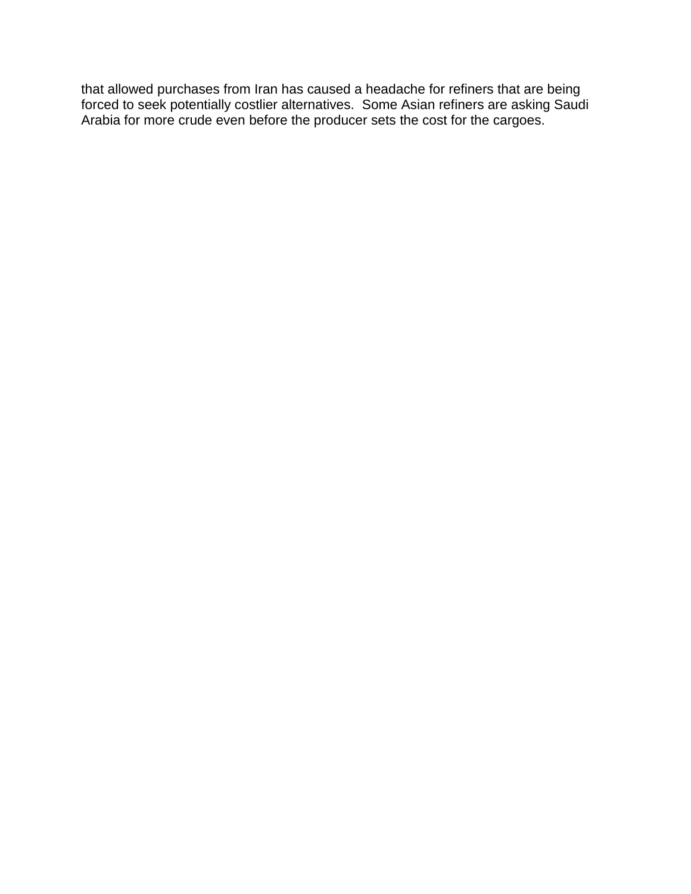that allowed purchases from Iran has caused a headache for refiners that are being forced to seek potentially costlier alternatives. Some Asian refiners are asking Saudi Arabia for more crude even before the producer sets the cost for the cargoes.